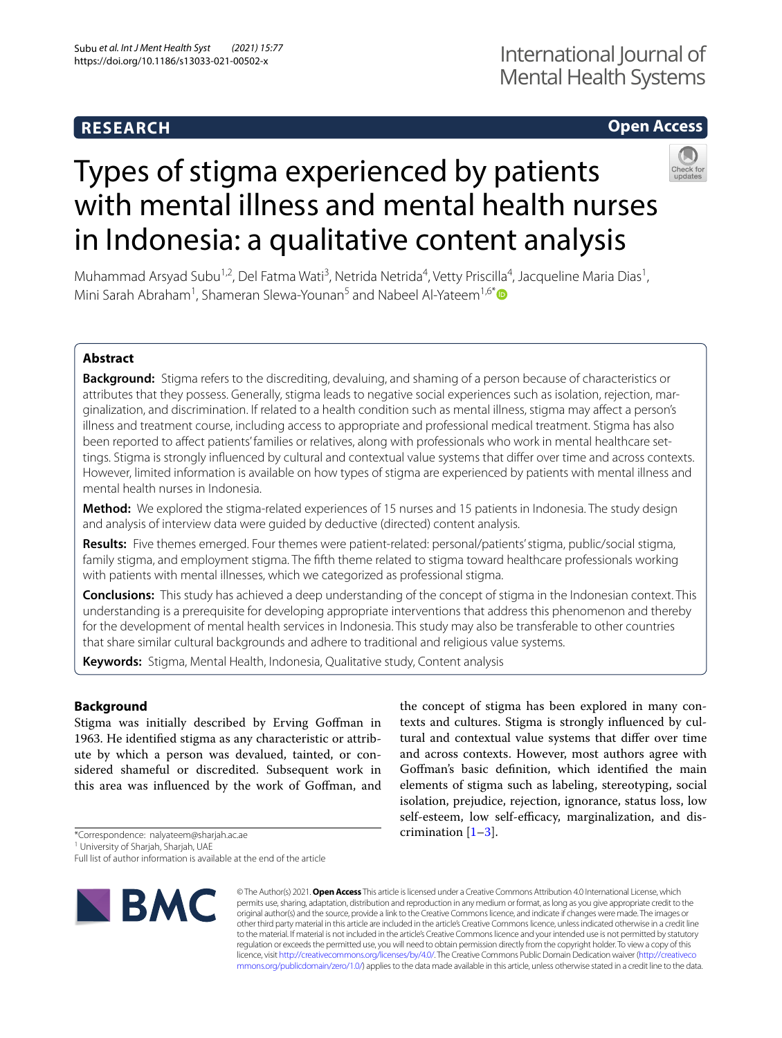RESEARCH

Open Access

# Types of stigma experienced by patients with mental illness and mental health nurses in Indonesia: a qualitative content analysis

Muhammad Arsyad Subu[1,2], Del Fatma Wati[3], Netrida Netrida[4], Vetty Priscilla[4], Jacqueline Maria Dias[1], Mini Sarah Abraham[1], Shameran Slewa-Younan[5] and Nabeel Al-Yateem[1,6*]

## Abstract

**Background:** Stigma refers to the discrediting, devaluing, and shaming of a person because of characteristics or attributes that they possess. Generally, stigma leads to negative social experiences such as isolation, rejection, marginalization, and discrimination. If related to a health condition such as mental illness, stigma may affect a person's illness and treatment course, including access to appropriate and professional medical treatment. Stigma has also been reported to affect patients' families or relatives, along with professionals who work in mental healthcare settings. Stigma is strongly influenced by cultural and contextual value systems that differ over time and across contexts. However, limited information is available on how types of stigma are experienced by patients with mental illness and mental health nurses in Indonesia.

**Method:** We explored the stigma-related experiences of 15 nurses and 15 patients in Indonesia. The study design and analysis of interview data were guided by deductive (directed) content analysis.

**Results:** Five themes emerged. Four themes were patient-related: personal/patients' stigma, public/social stigma, family stigma, and employment stigma. The fifth theme related to stigma toward healthcare professionals working with patients with mental illnesses, which we categorized as professional stigma.

**Conclusions:** This study has achieved a deep understanding of the concept of stigma in the Indonesian context. This understanding is a prerequisite for developing appropriate interventions that address this phenomenon and thereby for the development of mental health services in Indonesia. This study may also be transferable to other countries that share similar cultural backgrounds and adhere to traditional and religious value systems.

**Keywords:** Stigma, Mental Health, Indonesia, Qualitative study, Content analysis

## Background

Stigma was initially described by Erving Goffman in 1963. He identified stigma as any characteristic or attribute by which a person was devalued, tainted, or considered shameful or discredited. Subsequent work in this area was influenced by the work of Goffman, and the concept of stigma has been explored in many contexts and cultures. Stigma is strongly influenced by cultural and contextual value systems that differ over time and across contexts. However, most authors agree with Goffman's basic definition, which identified the main elements of stigma such as labeling, stereotyping, social isolation, prejudice, rejection, ignorance, status loss, low self-esteem, low self-efficacy, marginalization, and discrimination [1–3].

*Correspondence: nalyateem@sharjah.ac.ae
[1] University of Sharjah, Sharjah, UAE
Full list of author information is available at the end of the article

© The Author(s) 2021. **Open Access** This article is licensed under a Creative Commons Attribution 4.0 International License, which permits use, sharing, adaptation, distribution and reproduction in any medium or format, as long as you give appropriate credit to the original author(s) and the source, provide a link to the Creative Commons licence, and indicate if changes were made. The images or other third party material in this article are included in the article's Creative Commons licence, unless indicated otherwise in a credit line to the material. If material is not included in the article's Creative Commons licence and your intended use is not permitted by statutory regulation or exceeds the permitted use, you will need to obtain permission directly from the copyright holder. To view a copy of this licence, visit http://creativecommons.org/licenses/by/4.0/. The Creative Commons Public Domain Dedication waiver (http://creativecommons.org/publicdomain/zero/1.0/) applies to the data made available in this article, unless otherwise stated in a credit line to the data.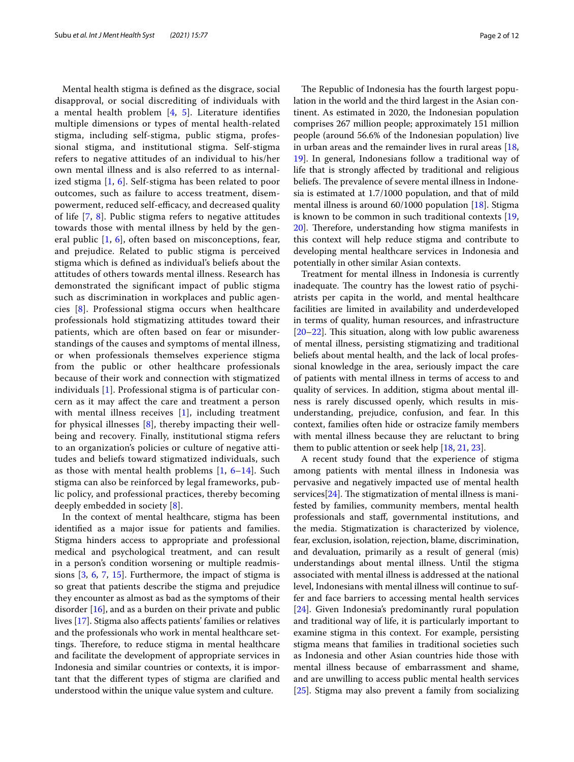Mental health stigma is defined as the disgrace, social disapproval, or social discrediting of individuals with a mental health problem [4, 5]. Literature identifies multiple dimensions or types of mental health-related stigma, including self-stigma, public stigma, professional stigma, and institutional stigma. Self-stigma refers to negative attitudes of an individual to his/her own mental illness and is also referred to as internalized stigma [1, 6]. Self-stigma has been related to poor outcomes, such as failure to access treatment, disempowerment, reduced self-efficacy, and decreased quality of life [7, 8]. Public stigma refers to negative attitudes towards those with mental illness by held by the general public [1, 6], often based on misconceptions, fear, and prejudice. Related to public stigma is perceived stigma which is defined as individual's beliefs about the attitudes of others towards mental illness. Research has demonstrated the significant impact of public stigma such as discrimination in workplaces and public agencies [8]. Professional stigma occurs when healthcare professionals hold stigmatizing attitudes toward their patients, which are often based on fear or misunderstandings of the causes and symptoms of mental illness, or when professionals themselves experience stigma from the public or other healthcare professionals because of their work and connection with stigmatized individuals [1]. Professional stigma is of particular concern as it may affect the care and treatment a person with mental illness receives [1], including treatment for physical illnesses [8], thereby impacting their wellbeing and recovery. Finally, institutional stigma refers to an organization's policies or culture of negative attitudes and beliefs toward stigmatized individuals, such as those with mental health problems [1, 6–14]. Such stigma can also be reinforced by legal frameworks, public policy, and professional practices, thereby becoming deeply embedded in society [8].

In the context of mental healthcare, stigma has been identified as a major issue for patients and families. Stigma hinders access to appropriate and professional medical and psychological treatment, and can result in a person's condition worsening or multiple readmissions [3, 6, 7, 15]. Furthermore, the impact of stigma is so great that patients describe the stigma and prejudice they encounter as almost as bad as the symptoms of their disorder [16], and as a burden on their private and public lives [17]. Stigma also affects patients' families or relatives and the professionals who work in mental healthcare settings. Therefore, to reduce stigma in mental healthcare and facilitate the development of appropriate services in Indonesia and similar countries or contexts, it is important that the different types of stigma are clarified and understood within the unique value system and culture.

The Republic of Indonesia has the fourth largest population in the world and the third largest in the Asian continent. As estimated in 2020, the Indonesian population comprises 267 million people; approximately 151 million people (around 56.6% of the Indonesian population) live in urban areas and the remainder lives in rural areas [18, 19]. In general, Indonesians follow a traditional way of life that is strongly affected by traditional and religious beliefs. The prevalence of severe mental illness in Indonesia is estimated at 1.7/1000 population, and that of mild mental illness is around 60/1000 population [18]. Stigma is known to be common in such traditional contexts [19, 20]. Therefore, understanding how stigma manifests in this context will help reduce stigma and contribute to developing mental healthcare services in Indonesia and potentially in other similar Asian contexts.

Treatment for mental illness in Indonesia is currently inadequate. The country has the lowest ratio of psychiatrists per capita in the world, and mental healthcare facilities are limited in availability and underdeveloped in terms of quality, human resources, and infrastructure [20–22]. This situation, along with low public awareness of mental illness, persisting stigmatizing and traditional beliefs about mental health, and the lack of local professional knowledge in the area, seriously impact the care of patients with mental illness in terms of access to and quality of services. In addition, stigma about mental illness is rarely discussed openly, which results in misunderstanding, prejudice, confusion, and fear. In this context, families often hide or ostracize family members with mental illness because they are reluctant to bring them to public attention or seek help [18, 21, 23].

A recent study found that the experience of stigma among patients with mental illness in Indonesia was pervasive and negatively impacted use of mental health services[24]. The stigmatization of mental illness is manifested by families, community members, mental health professionals and staff, governmental institutions, and the media. Stigmatization is characterized by violence, fear, exclusion, isolation, rejection, blame, discrimination, and devaluation, primarily as a result of general (mis) understandings about mental illness. Until the stigma associated with mental illness is addressed at the national level, Indonesians with mental illness will continue to suffer and face barriers to accessing mental health services [24]. Given Indonesia's predominantly rural population and traditional way of life, it is particularly important to examine stigma in this context. For example, persisting stigma means that families in traditional societies such as Indonesia and other Asian countries hide those with mental illness because of embarrassment and shame, and are unwilling to access public mental health services [25]. Stigma may also prevent a family from socializing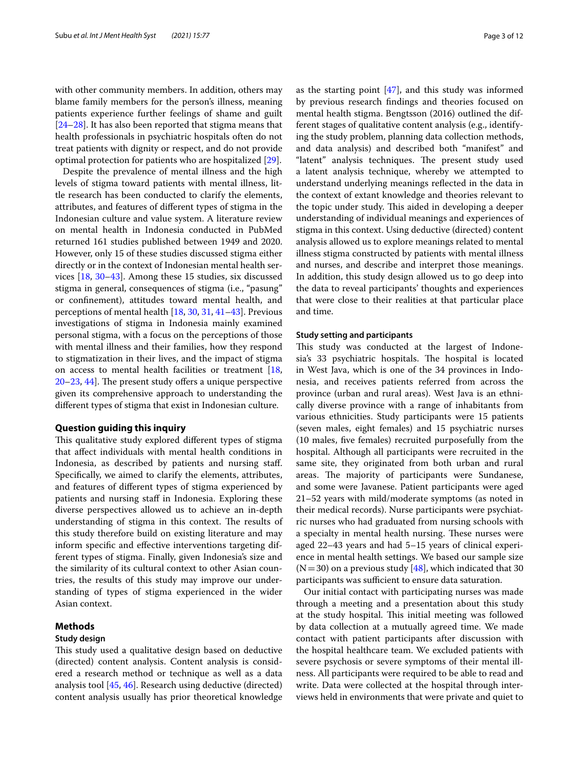with other community members. In addition, others may blame family members for the person's illness, meaning patients experience further feelings of shame and guilt [24–28]. It has also been reported that stigma means that health professionals in psychiatric hospitals often do not treat patients with dignity or respect, and do not provide optimal protection for patients who are hospitalized [29].

Despite the prevalence of mental illness and the high levels of stigma toward patients with mental illness, little research has been conducted to clarify the elements, attributes, and features of different types of stigma in the Indonesian culture and value system. A literature review on mental health in Indonesia conducted in PubMed returned 161 studies published between 1949 and 2020. However, only 15 of these studies discussed stigma either directly or in the context of Indonesian mental health services [18, 30–43]. Among these 15 studies, six discussed stigma in general, consequences of stigma (i.e., "pasung" or confinement), attitudes toward mental health, and perceptions of mental health [18, 30, 31, 41–43]. Previous investigations of stigma in Indonesia mainly examined personal stigma, with a focus on the perceptions of those with mental illness and their families, how they respond to stigmatization in their lives, and the impact of stigma on access to mental health facilities or treatment [18, 20–23, 44]. The present study offers a unique perspective given its comprehensive approach to understanding the different types of stigma that exist in Indonesian culture.

## Question guiding this inquiry

This qualitative study explored different types of stigma that affect individuals with mental health conditions in Indonesia, as described by patients and nursing staff. Specifically, we aimed to clarify the elements, attributes, and features of different types of stigma experienced by patients and nursing staff in Indonesia. Exploring these diverse perspectives allowed us to achieve an in-depth understanding of stigma in this context. The results of this study therefore build on existing literature and may inform specific and effective interventions targeting different types of stigma. Finally, given Indonesia's size and the similarity of its cultural context to other Asian countries, the results of this study may improve our understanding of types of stigma experienced in the wider Asian context.

## Methods

### Study design

This study used a qualitative design based on deductive (directed) content analysis. Content analysis is considered a research method or technique as well as a data analysis tool [45, 46]. Research using deductive (directed) content analysis usually has prior theoretical knowledge as the starting point [47], and this study was informed by previous research findings and theories focused on mental health stigma. Bengtsson (2016) outlined the different stages of qualitative content analysis (e.g., identifying the study problem, planning data collection methods, and data analysis) and described both "manifest" and "latent" analysis techniques. The present study used a latent analysis technique, whereby we attempted to understand underlying meanings reflected in the data in the context of extant knowledge and theories relevant to the topic under study. This aided in developing a deeper understanding of individual meanings and experiences of stigma in this context. Using deductive (directed) content analysis allowed us to explore meanings related to mental illness stigma constructed by patients with mental illness and nurses, and describe and interpret those meanings. In addition, this study design allowed us to go deep into the data to reveal participants' thoughts and experiences that were close to their realities at that particular place and time.

### Study setting and participants

This study was conducted at the largest of Indonesia's 33 psychiatric hospitals. The hospital is located in West Java, which is one of the 34 provinces in Indonesia, and receives patients referred from across the province (urban and rural areas). West Java is an ethnically diverse province with a range of inhabitants from various ethnicities. Study participants were 15 patients (seven males, eight females) and 15 psychiatric nurses (10 males, five females) recruited purposefully from the hospital. Although all participants were recruited in the same site, they originated from both urban and rural areas. The majority of participants were Sundanese, and some were Javanese. Patient participants were aged 21–52 years with mild/moderate symptoms (as noted in their medical records). Nurse participants were psychiatric nurses who had graduated from nursing schools with a specialty in mental health nursing. These nurses were aged 22–43 years and had 5–15 years of clinical experience in mental health settings. We based our sample size (N = 30) on a previous study [48], which indicated that 30 participants was sufficient to ensure data saturation.

Our initial contact with participating nurses was made through a meeting and a presentation about this study at the study hospital. This initial meeting was followed by data collection at a mutually agreed time. We made contact with patient participants after discussion with the hospital healthcare team. We excluded patients with severe psychosis or severe symptoms of their mental illness. All participants were required to be able to read and write. Data were collected at the hospital through interviews held in environments that were private and quiet to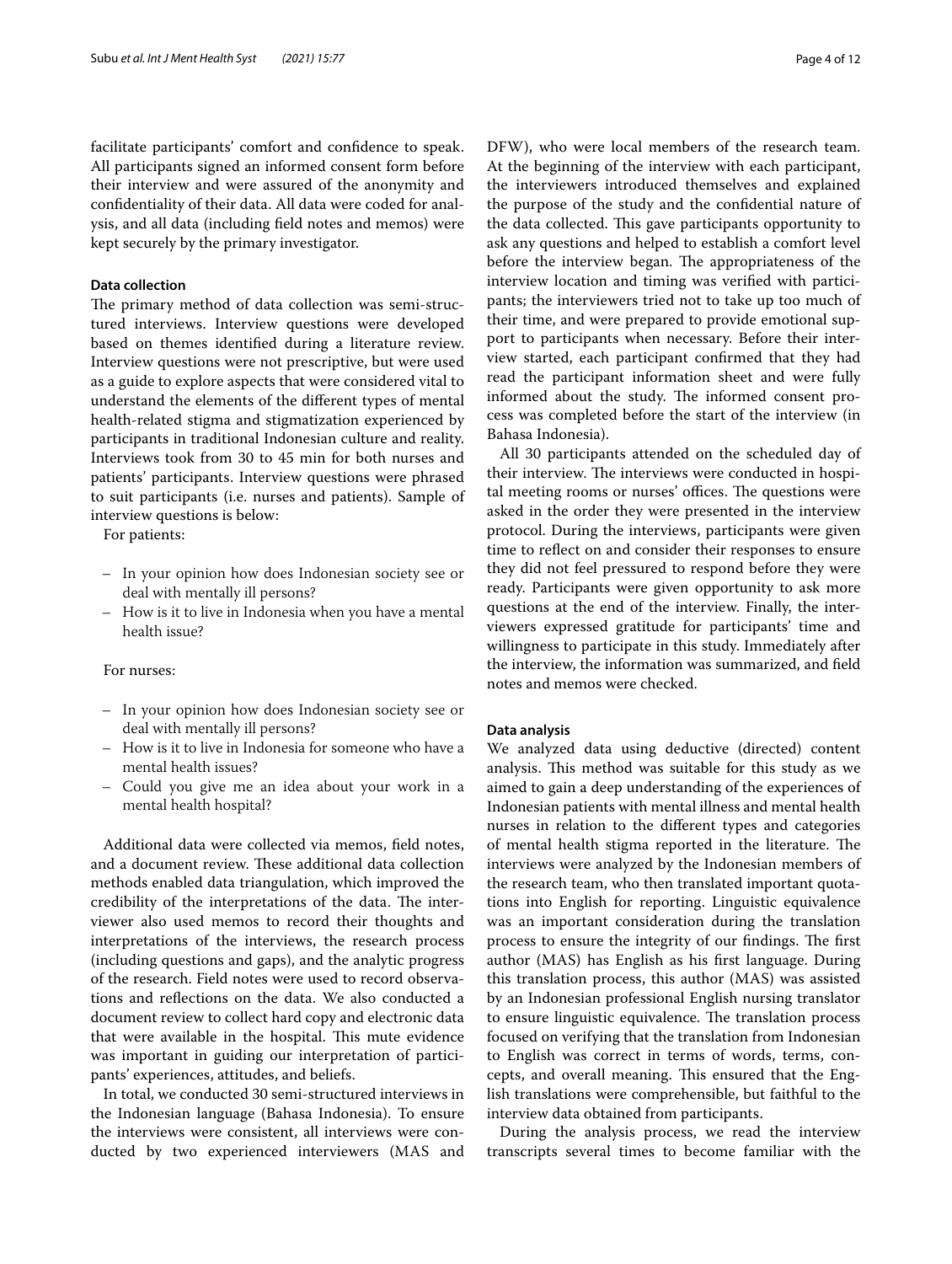facilitate participants' comfort and confidence to speak. All participants signed an informed consent form before their interview and were assured of the anonymity and confidentiality of their data. All data were coded for analysis, and all data (including field notes and memos) were kept securely by the primary investigator.

### Data collection

The primary method of data collection was semi-structured interviews. Interview questions were developed based on themes identified during a literature review. Interview questions were not prescriptive, but were used as a guide to explore aspects that were considered vital to understand the elements of the different types of mental health-related stigma and stigmatization experienced by participants in traditional Indonesian culture and reality. Interviews took from 30 to 45 min for both nurses and patients' participants. Interview questions were phrased to suit participants (i.e. nurses and patients). Sample of interview questions is below:

For patients:

- In your opinion how does Indonesian society see or deal with mentally ill persons?
- How is it to live in Indonesia when you have a mental health issue?

For nurses:

- In your opinion how does Indonesian society see or deal with mentally ill persons?
- How is it to live in Indonesia for someone who have a mental health issues?
- Could you give me an idea about your work in a mental health hospital?

Additional data were collected via memos, field notes, and a document review. These additional data collection methods enabled data triangulation, which improved the credibility of the interpretations of the data. The interviewer also used memos to record their thoughts and interpretations of the interviews, the research process (including questions and gaps), and the analytic progress of the research. Field notes were used to record observations and reflections on the data. We also conducted a document review to collect hard copy and electronic data that were available in the hospital. This mute evidence was important in guiding our interpretation of participants' experiences, attitudes, and beliefs.

In total, we conducted 30 semi-structured interviews in the Indonesian language (Bahasa Indonesia). To ensure the interviews were consistent, all interviews were conducted by two experienced interviewers (MAS and DFW), who were local members of the research team. At the beginning of the interview with each participant, the interviewers introduced themselves and explained the purpose of the study and the confidential nature of the data collected. This gave participants opportunity to ask any questions and helped to establish a comfort level before the interview began. The appropriateness of the interview location and timing was verified with participants; the interviewers tried not to take up too much of their time, and were prepared to provide emotional support to participants when necessary. Before their interview started, each participant confirmed that they had read the participant information sheet and were fully informed about the study. The informed consent process was completed before the start of the interview (in Bahasa Indonesia).

All 30 participants attended on the scheduled day of their interview. The interviews were conducted in hospital meeting rooms or nurses' offices. The questions were asked in the order they were presented in the interview protocol. During the interviews, participants were given time to reflect on and consider their responses to ensure they did not feel pressured to respond before they were ready. Participants were given opportunity to ask more questions at the end of the interview. Finally, the interviewers expressed gratitude for participants' time and willingness to participate in this study. Immediately after the interview, the information was summarized, and field notes and memos were checked.

### Data analysis

We analyzed data using deductive (directed) content analysis. This method was suitable for this study as we aimed to gain a deep understanding of the experiences of Indonesian patients with mental illness and mental health nurses in relation to the different types and categories of mental health stigma reported in the literature. The interviews were analyzed by the Indonesian members of the research team, who then translated important quotations into English for reporting. Linguistic equivalence was an important consideration during the translation process to ensure the integrity of our findings. The first author (MAS) has English as his first language. During this translation process, this author (MAS) was assisted by an Indonesian professional English nursing translator to ensure linguistic equivalence. The translation process focused on verifying that the translation from Indonesian to English was correct in terms of words, terms, concepts, and overall meaning. This ensured that the English translations were comprehensible, but faithful to the interview data obtained from participants.

During the analysis process, we read the interview transcripts several times to become familiar with the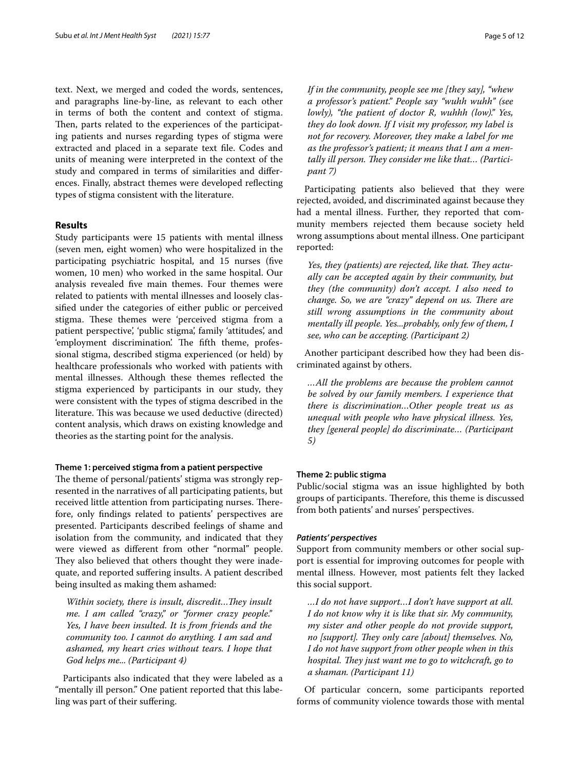text. Next, we merged and coded the words, sentences, and paragraphs line-by-line, as relevant to each other in terms of both the content and context of stigma. Then, parts related to the experiences of the participating patients and nurses regarding types of stigma were extracted and placed in a separate text file. Codes and units of meaning were interpreted in the context of the study and compared in terms of similarities and differences. Finally, abstract themes were developed reflecting types of stigma consistent with the literature.

## Results

Study participants were 15 patients with mental illness (seven men, eight women) who were hospitalized in the participating psychiatric hospital, and 15 nurses (five women, 10 men) who worked in the same hospital. Our analysis revealed five main themes. Four themes were related to patients with mental illnesses and loosely classified under the categories of either public or perceived stigma. These themes were 'perceived stigma from a patient perspective', 'public stigma', family 'attitudes', and 'employment discrimination'. The fifth theme, professional stigma, described stigma experienced (or held) by healthcare professionals who worked with patients with mental illnesses. Although these themes reflected the stigma experienced by participants in our study, they were consistent with the types of stigma described in the literature. This was because we used deductive (directed) content analysis, which draws on existing knowledge and theories as the starting point for the analysis.

### Theme 1: perceived stigma from a patient perspective

The theme of personal/patients' stigma was strongly represented in the narratives of all participating patients, but received little attention from participating nurses. Therefore, only findings related to patients' perspectives are presented. Participants described feelings of shame and isolation from the community, and indicated that they were viewed as different from other "normal" people. They also believed that others thought they were inadequate, and reported suffering insults. A patient described being insulted as making them ashamed:

> *Within society, there is insult, discredit…They insult me. I am called "crazy," or "former crazy people." Yes, I have been insulted. It is from friends and the community too. I cannot do anything. I am sad and ashamed, my heart cries without tears. I hope that God helps me... (Participant 4)*

Participants also indicated that they were labeled as a "mentally ill person." One patient reported that this labelling was part of their suffering.

> *If in the community, people see me [they say], "whew a professor's patient." People say "wuhh wuhh" (see lowly), "the patient of doctor R, wuhhh (low)." Yes, they do look down. If I visit my professor, my label is not for recovery. Moreover, they make a label for me as the professor's patient; it means that I am a mentally ill person. They consider me like that… (Participant 7)*

Participating patients also believed that they were rejected, avoided, and discriminated against because they had a mental illness. Further, they reported that community members rejected them because society held wrong assumptions about mental illness. One participant reported:

> *Yes, they (patients) are rejected, like that. They actually can be accepted again by their community, but they (the community) don't accept. I also need to change. So, we are "crazy" depend on us. There are still wrong assumptions in the community about mentally ill people. Yes...probably, only few of them, I see, who can be accepting. (Participant 2)*

Another participant described how they had been discriminated against by others.

> *…All the problems are because the problem cannot be solved by our family members. I experience that there is discrimination…Other people treat us as unequal with people who have physical illness. Yes, they [general people] do discriminate… (Participant 5)*

### Theme 2: public stigma

Public/social stigma was an issue highlighted by both groups of participants. Therefore, this theme is discussed from both patients' and nurses' perspectives.

#### *Patients' perspectives*

Support from community members or other social support is essential for improving outcomes for people with mental illness. However, most patients felt they lacked this social support.

> *…I do not have support…I don't have support at all. I do not know why it is like that sir. My community, my sister and other people do not provide support, no [support]. They only care [about] themselves. No, I do not have support from other people when in this hospital. They just want me to go to witchcraft, go to a shaman. (Participant 11)*

Of particular concern, some participants reported forms of community violence towards those with mental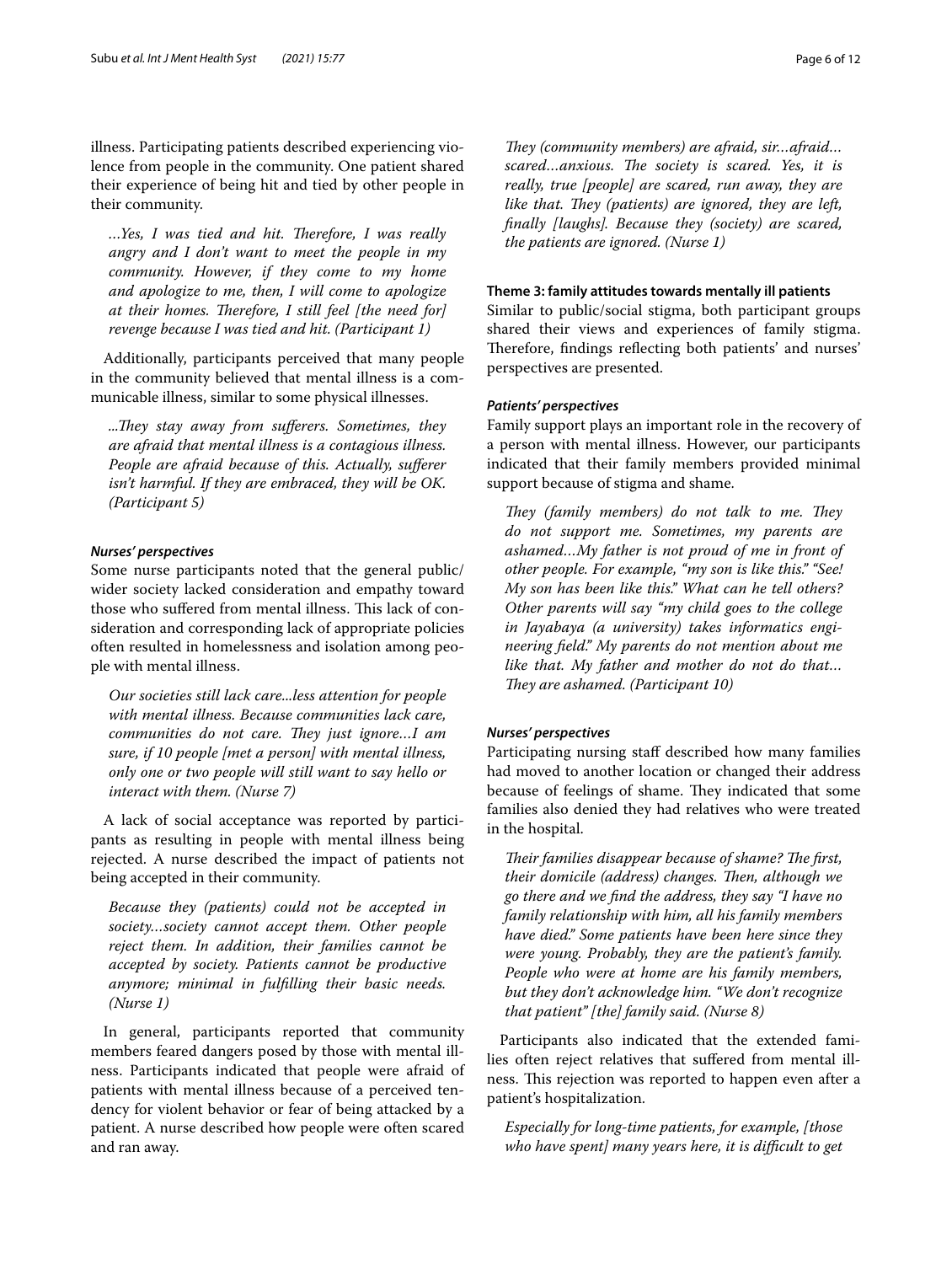illness. Participating patients described experiencing violence from people in the community. One patient shared their experience of being hit and tied by other people in their community.

> *…Yes, I was tied and hit. Therefore, I was really angry and I don't want to meet the people in my community. However, if they come to my home and apologize to me, then, I will come to apologize at their homes. Therefore, I still feel [the need for] revenge because I was tied and hit. (Participant 1)*

Additionally, participants perceived that many people in the community believed that mental illness is a communicable illness, similar to some physical illnesses.

> *...They stay away from sufferers. Sometimes, they are afraid that mental illness is a contagious illness. People are afraid because of this. Actually, sufferer isn't harmful. If they are embraced, they will be OK. (Participant 5)*

#### *Nurses' perspectives*

Some nurse participants noted that the general public/wider society lacked consideration and empathy toward those who suffered from mental illness. This lack of consideration and corresponding lack of appropriate policies often resulted in homelessness and isolation among people with mental illness.

> *Our societies still lack care...less attention for people with mental illness. Because communities lack care, communities do not care. They just ignore…I am sure, if 10 people [met a person] with mental illness, only one or two people will still want to say hello or interact with them. (Nurse 7)*

A lack of social acceptance was reported by participants as resulting in people with mental illness being rejected. A nurse described the impact of patients not being accepted in their community.

> *Because they (patients) could not be accepted in society…society cannot accept them. Other people reject them. In addition, their families cannot be accepted by society. Patients cannot be productive anymore; minimal in fulfilling their basic needs. (Nurse 1)*

In general, participants reported that community members feared dangers posed by those with mental illness. Participants indicated that people were afraid of patients with mental illness because of a perceived tendency for violent behavior or fear of being attacked by a patient. A nurse described how people were often scared and ran away.

> *They (community members) are afraid, sir…afraid…scared…anxious. The society is scared. Yes, it is really, true [people] are scared, run away, they are like that. They (patients) are ignored, they are left, finally [laughs]. Because they (society) are scared, the patients are ignored. (Nurse 1)*

### Theme 3: family attitudes towards mentally ill patients

Similar to public/social stigma, both participant groups shared their views and experiences of family stigma. Therefore, findings reflecting both patients' and nurses' perspectives are presented.

#### *Patients' perspectives*

Family support plays an important role in the recovery of a person with mental illness. However, our participants indicated that their family members provided minimal support because of stigma and shame.

> *They (family members) do not talk to me. They do not support me. Sometimes, my parents are ashamed…My father is not proud of me in front of other people. For example, "my son is like this." "See! My son has been like this." What can he tell others? Other parents will say "my child goes to the college in Jayabaya (a university) takes informatics engineering field." My parents do not mention about me like that. My father and mother do not do that…They are ashamed. (Participant 10)*

#### *Nurses' perspectives*

Participating nursing staff described how many families had moved to another location or changed their address because of feelings of shame. They indicated that some families also denied they had relatives who were treated in the hospital.

> *Their families disappear because of shame? The first, their domicile (address) changes. Then, although we go there and we find the address, they say "I have no family relationship with him, all his family members have died." Some patients have been here since they were young. Probably, they are the patient's family. People who were at home are his family members, but they don't acknowledge him. "We don't recognize that patient" [the] family said. (Nurse 8)*

Participants also indicated that the extended families often reject relatives that suffered from mental illness. This rejection was reported to happen even after a patient's hospitalization.

> *Especially for long-time patients, for example, [those who have spent] many years here, it is difficult to get*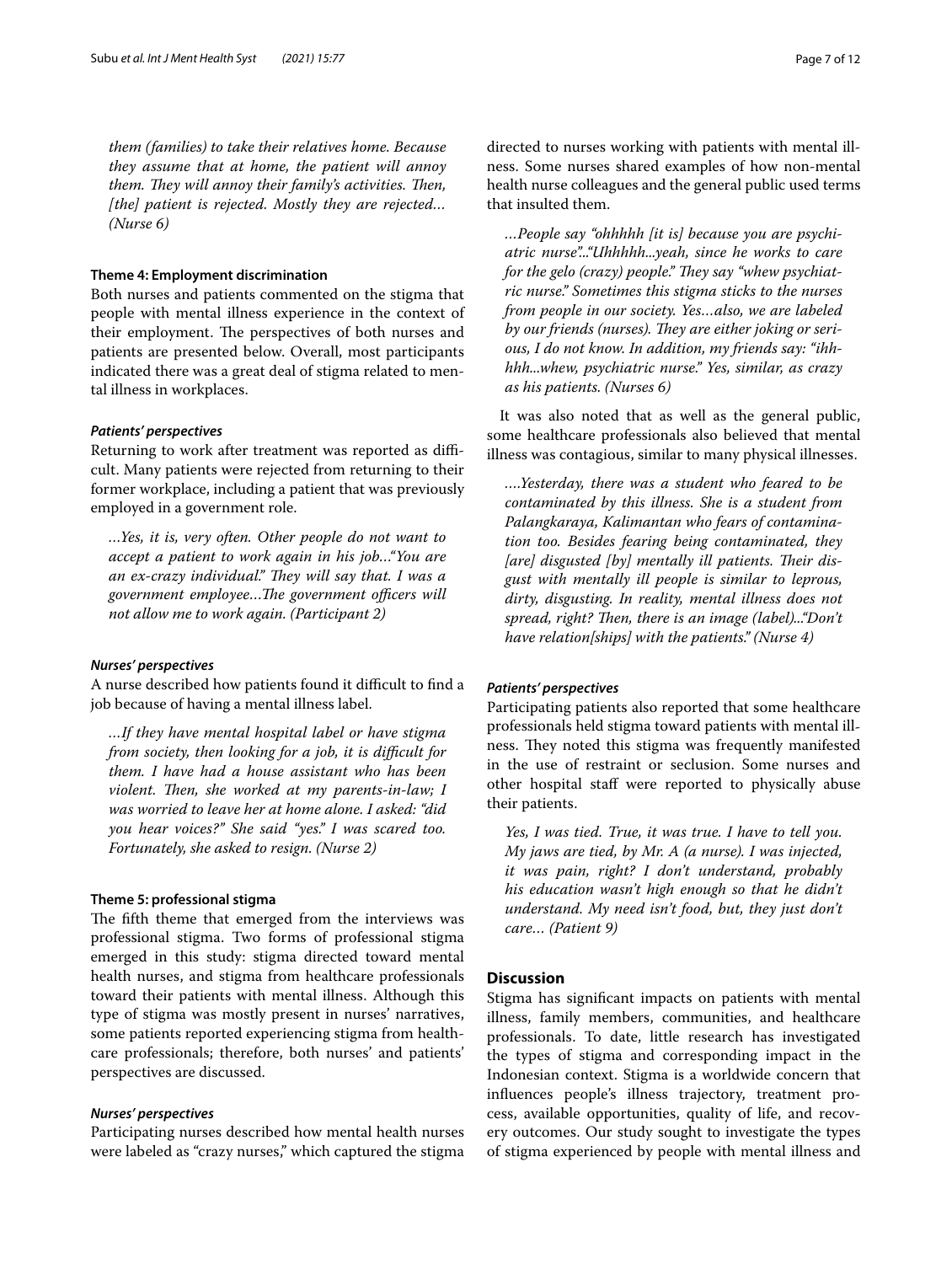*them (families) to take their relatives home. Because they assume that at home, the patient will annoy them. They will annoy their family's activities. Then, [the] patient is rejected. Mostly they are rejected… (Nurse 6)*

#### Theme 4: Employment discrimination

Both nurses and patients commented on the stigma that people with mental illness experience in the context of their employment. The perspectives of both nurses and patients are presented below. Overall, most participants indicated there was a great deal of stigma related to mental illness in workplaces.

##### *Patients' perspectives*

Returning to work after treatment was reported as difficult. Many patients were rejected from returning to their former workplace, including a patient that was previously employed in a government role.

> *…Yes, it is, very often. Other people do not want to accept a patient to work again in his job…"You are an ex-crazy individual." They will say that. I was a government employee…The government officers will not allow me to work again. (Participant 2)*

##### *Nurses' perspectives*

A nurse described how patients found it difficult to find a job because of having a mental illness label.

> *…If they have mental hospital label or have stigma from society, then looking for a job, it is difficult for them. I have had a house assistant who has been violent. Then, she worked at my parents-in-law; I was worried to leave her at home alone. I asked: "did you hear voices?" She said "yes." I was scared too. Fortunately, she asked to resign. (Nurse 2)*

#### Theme 5: professional stigma

The fifth theme that emerged from the interviews was professional stigma. Two forms of professional stigma emerged in this study: stigma directed toward mental health nurses, and stigma from healthcare professionals toward their patients with mental illness. Although this type of stigma was mostly present in nurses' narratives, some patients reported experiencing stigma from healthcare professionals; therefore, both nurses' and patients' perspectives are discussed.

##### *Nurses' perspectives*

Participating nurses described how mental health nurses were labeled as "crazy nurses," which captured the stigma directed to nurses working with patients with mental illness. Some nurses shared examples of how non-mental health nurse colleagues and the general public used terms that insulted them.

> *…People say "ohhhhh [it is] because you are psychiatric nurse"…"Uhhhhh…yeah, since he works to care for the gelo (crazy) people." They say "whew psychiatric nurse." Sometimes this stigma sticks to the nurses from people in our society. Yes…also, we are labeled by our friends (nurses). They are either joking or serious, I do not know. In addition, my friends say: "ihhhhh…whew, psychiatric nurse." Yes, similar, as crazy as his patients. (Nurses 6)*

It was also noted that as well as the general public, some healthcare professionals also believed that mental illness was contagious, similar to many physical illnesses.

> *….Yesterday, there was a student who feared to be contaminated by this illness. She is a student from Palangkaraya, Kalimantan who fears of contamination too. Besides fearing being contaminated, they [are] disgusted [by] mentally ill patients. Their disgust with mentally ill people is similar to leprous, dirty, disgusting. In reality, mental illness does not spread, right? Then, there is an image (label)…"Don't have relation[ships] with the patients." (Nurse 4)*

##### *Patients' perspectives*

Participating patients also reported that some healthcare professionals held stigma toward patients with mental illness. They noted this stigma was frequently manifested in the use of restraint or seclusion. Some nurses and other hospital staff were reported to physically abuse their patients.

> *Yes, I was tied. True, it was true. I have to tell you. My jaws are tied, by Mr. A (a nurse). I was injected, it was pain, right? I don't understand, probably his education wasn't high enough so that he didn't understand. My need isn't food, but, they just don't care… (Patient 9)*

## Discussion

Stigma has significant impacts on patients with mental illness, family members, communities, and healthcare professionals. To date, little research has investigated the types of stigma and corresponding impact in the Indonesian context. Stigma is a worldwide concern that influences people's illness trajectory, treatment process, available opportunities, quality of life, and recovery outcomes. Our study sought to investigate the types of stigma experienced by people with mental illness and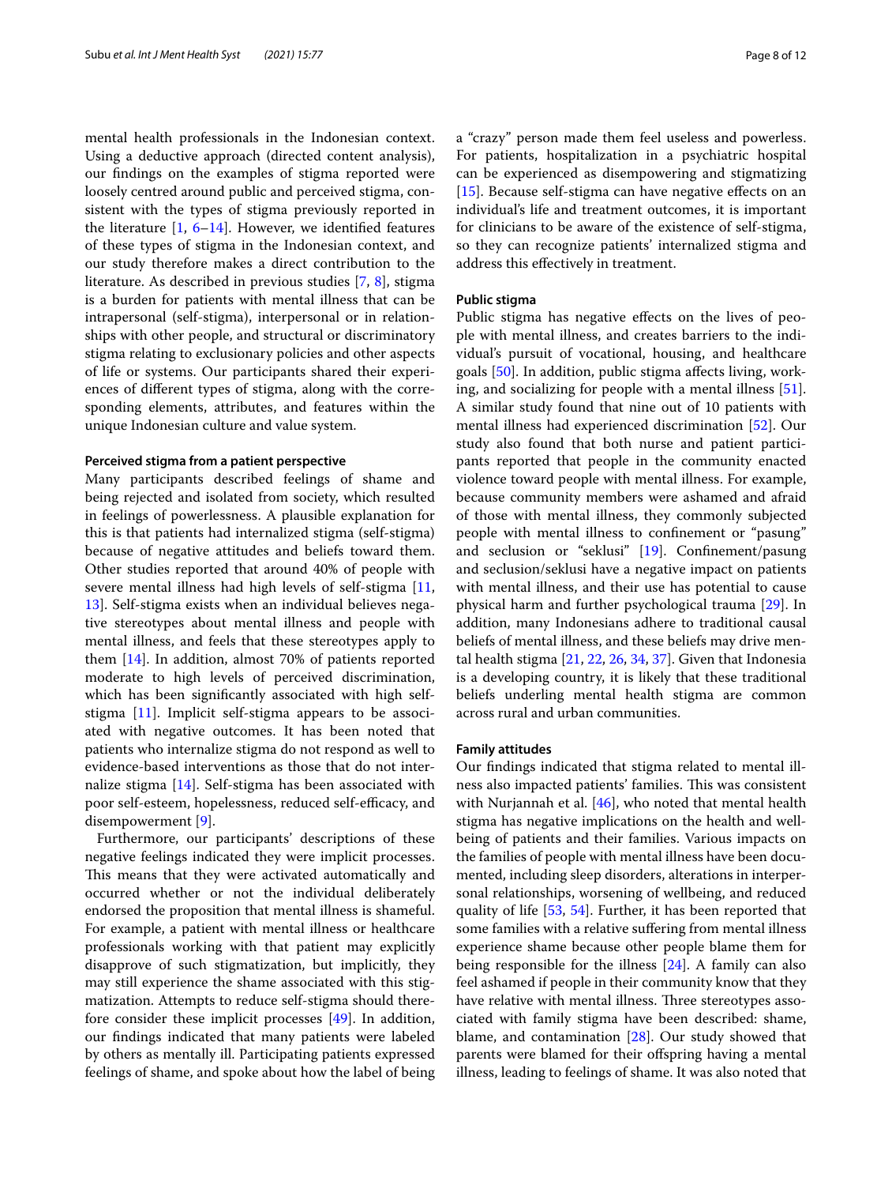mental health professionals in the Indonesian context. Using a deductive approach (directed content analysis), our findings on the examples of stigma reported were loosely centred around public and perceived stigma, consistent with the types of stigma previously reported in the literature [1, 6–14]. However, we identified features of these types of stigma in the Indonesian context, and our study therefore makes a direct contribution to the literature. As described in previous studies [7, 8], stigma is a burden for patients with mental illness that can be intrapersonal (self-stigma), interpersonal or in relationships with other people, and structural or discriminatory stigma relating to exclusionary policies and other aspects of life or systems. Our participants shared their experiences of different types of stigma, along with the corresponding elements, attributes, and features within the unique Indonesian culture and value system.

#### Perceived stigma from a patient perspective

Many participants described feelings of shame and being rejected and isolated from society, which resulted in feelings of powerlessness. A plausible explanation for this is that patients had internalized stigma (self-stigma) because of negative attitudes and beliefs toward them. Other studies reported that around 40% of people with severe mental illness had high levels of self-stigma [11, 13]. Self-stigma exists when an individual believes negative stereotypes about mental illness and people with mental illness, and feels that these stereotypes apply to them [14]. In addition, almost 70% of patients reported moderate to high levels of perceived discrimination, which has been significantly associated with high self-stigma [11]. Implicit self-stigma appears to be associated with negative outcomes. It has been noted that patients who internalize stigma do not respond as well to evidence-based interventions as those that do not internalize stigma [14]. Self-stigma has been associated with poor self-esteem, hopelessness, reduced self-efficacy, and disempowerment [9].

Furthermore, our participants' descriptions of these negative feelings indicated they were implicit processes. This means that they were activated automatically and occurred whether or not the individual deliberately endorsed the proposition that mental illness is shameful. For example, a patient with mental illness or healthcare professionals working with that patient may explicitly disapprove of such stigmatization, but implicitly, they may still experience the shame associated with this stigmatization. Attempts to reduce self-stigma should therefore consider these implicit processes [49]. In addition, our findings indicated that many patients were labeled by others as mentally ill. Participating patients expressed feelings of shame, and spoke about how the label of being a "crazy" person made them feel useless and powerless. For patients, hospitalization in a psychiatric hospital can be experienced as disempowering and stigmatizing [15]. Because self-stigma can have negative effects on an individual's life and treatment outcomes, it is important for clinicians to be aware of the existence of self-stigma, so they can recognize patients' internalized stigma and address this effectively in treatment.

#### Public stigma

Public stigma has negative effects on the lives of people with mental illness, and creates barriers to the individual's pursuit of vocational, housing, and healthcare goals [50]. In addition, public stigma affects living, working, and socializing for people with a mental illness [51]. A similar study found that nine out of 10 patients with mental illness had experienced discrimination [52]. Our study also found that both nurse and patient participants reported that people in the community enacted violence toward people with mental illness. For example, because community members were ashamed and afraid of those with mental illness, they commonly subjected people with mental illness to confinement or "pasung" and seclusion or "seklusi" [19]. Confinement/pasung and seclusion/seklusi have a negative impact on patients with mental illness, and their use has potential to cause physical harm and further psychological trauma [29]. In addition, many Indonesians adhere to traditional causal beliefs of mental illness, and these beliefs may drive mental health stigma [21, 22, 26, 34, 37]. Given that Indonesia is a developing country, it is likely that these traditional beliefs underling mental health stigma are common across rural and urban communities.

#### Family attitudes

Our findings indicated that stigma related to mental illness also impacted patients' families. This was consistent with Nurjannah et al. [46], who noted that mental health stigma has negative implications on the health and wellbeing of patients and their families. Various impacts on the families of people with mental illness have been documented, including sleep disorders, alterations in interpersonal relationships, worsening of wellbeing, and reduced quality of life [53, 54]. Further, it has been reported that some families with a relative suffering from mental illness experience shame because other people blame them for being responsible for the illness [24]. A family can also feel ashamed if people in their community know that they have relative with mental illness. Three stereotypes associated with family stigma have been described: shame, blame, and contamination [28]. Our study showed that parents were blamed for their offspring having a mental illness, leading to feelings of shame. It was also noted that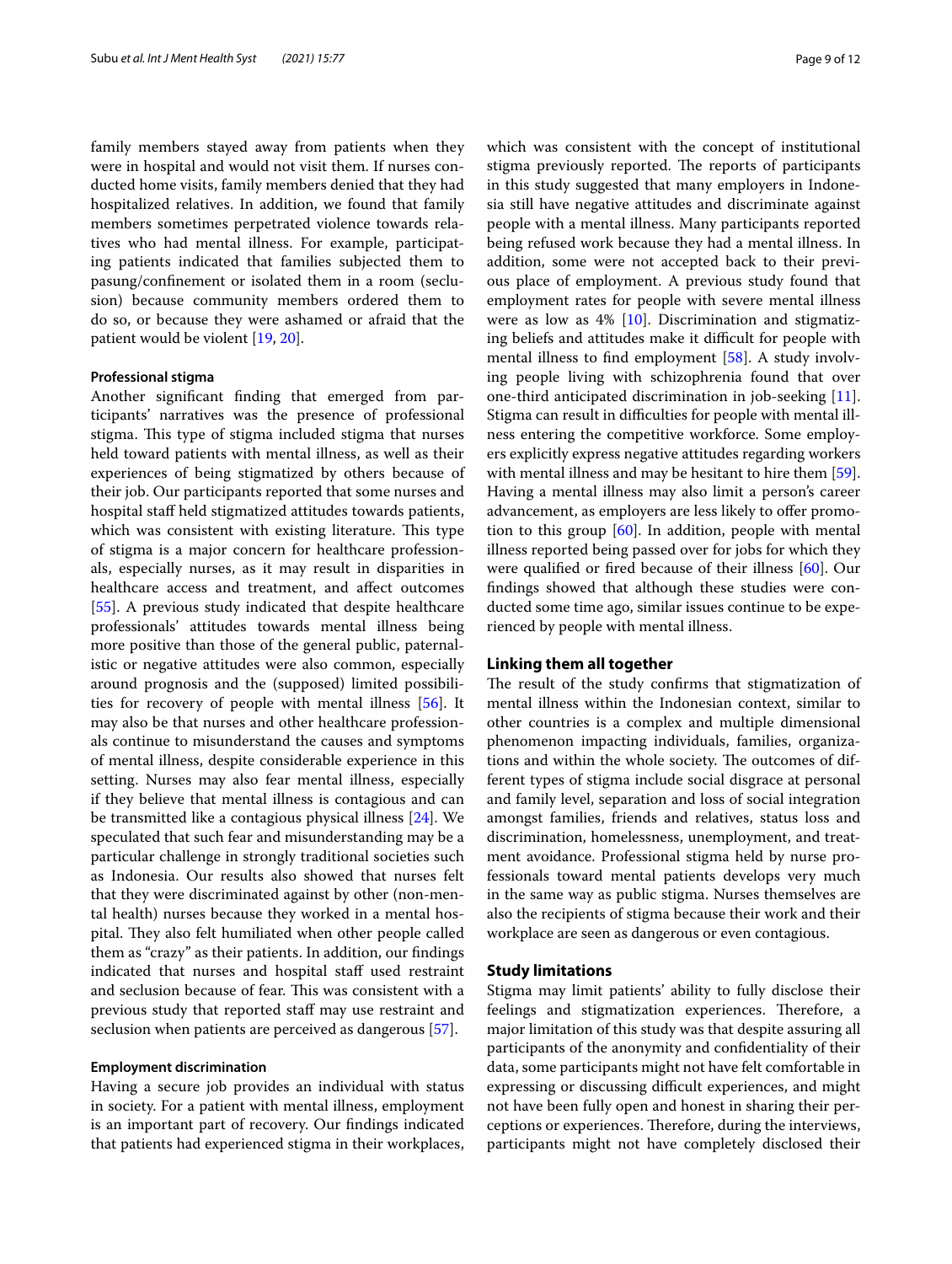family members stayed away from patients when they were in hospital and would not visit them. If nurses conducted home visits, family members denied that they had hospitalized relatives. In addition, we found that family members sometimes perpetrated violence towards relatives who had mental illness. For example, participating patients indicated that families subjected them to pasung/confinement or isolated them in a room (seclusion) because community members ordered them to do so, or because they were ashamed or afraid that the patient would be violent [19, 20].

#### Professional stigma

Another significant finding that emerged from participants' narratives was the presence of professional stigma. This type of stigma included stigma that nurses held toward patients with mental illness, as well as their experiences of being stigmatized by others because of their job. Our participants reported that some nurses and hospital staff held stigmatized attitudes towards patients, which was consistent with existing literature. This type of stigma is a major concern for healthcare professionals, especially nurses, as it may result in disparities in healthcare access and treatment, and affect outcomes [55]. A previous study indicated that despite healthcare professionals' attitudes towards mental illness being more positive than those of the general public, paternalistic or negative attitudes were also common, especially around prognosis and the (supposed) limited possibilities for recovery of people with mental illness [56]. It may also be that nurses and other healthcare professionals continue to misunderstand the causes and symptoms of mental illness, despite considerable experience in this setting. Nurses may also fear mental illness, especially if they believe that mental illness is contagious and can be transmitted like a contagious physical illness [24]. We speculated that such fear and misunderstanding may be a particular challenge in strongly traditional societies such as Indonesia. Our results also showed that nurses felt that they were discriminated against by other (non-mental health) nurses because they worked in a mental hospital. They also felt humiliated when other people called them as "crazy" as their patients. In addition, our findings indicated that nurses and hospital staff used restraint and seclusion because of fear. This was consistent with a previous study that reported staff may use restraint and seclusion when patients are perceived as dangerous [57].

#### Employment discrimination

Having a secure job provides an individual with status in society. For a patient with mental illness, employment is an important part of recovery. Our findings indicated that patients had experienced stigma in their workplaces, which was consistent with the concept of institutional stigma previously reported. The reports of participants in this study suggested that many employers in Indonesia still have negative attitudes and discriminate against people with a mental illness. Many participants reported being refused work because they had a mental illness. In addition, some were not accepted back to their previous place of employment. A previous study found that employment rates for people with severe mental illness were as low as 4% [10]. Discrimination and stigmatizing beliefs and attitudes make it difficult for people with mental illness to find employment [58]. A study involving people living with schizophrenia found that over one-third anticipated discrimination in job-seeking [11]. Stigma can result in difficulties for people with mental illness entering the competitive workforce. Some employers explicitly express negative attitudes regarding workers with mental illness and may be hesitant to hire them [59]. Having a mental illness may also limit a person's career advancement, as employers are less likely to offer promotion to this group [60]. In addition, people with mental illness reported being passed over for jobs for which they were qualified or fired because of their illness [60]. Our findings showed that although these studies were conducted some time ago, similar issues continue to be experienced by people with mental illness.

### Linking them all together

The result of the study confirms that stigmatization of mental illness within the Indonesian context, similar to other countries is a complex and multiple dimensional phenomenon impacting individuals, families, organizations and within the whole society. The outcomes of different types of stigma include social disgrace at personal and family level, separation and loss of social integration amongst families, friends and relatives, status loss and discrimination, homelessness, unemployment, and treatment avoidance. Professional stigma held by nurse professionals toward mental patients develops very much in the same way as public stigma. Nurses themselves are also the recipients of stigma because their work and their workplace are seen as dangerous or even contagious.

### Study limitations

Stigma may limit patients' ability to fully disclose their feelings and stigmatization experiences. Therefore, a major limitation of this study was that despite assuring all participants of the anonymity and confidentiality of their data, some participants might not have felt comfortable in expressing or discussing difficult experiences, and might not have been fully open and honest in sharing their perceptions or experiences. Therefore, during the interviews, participants might not have completely disclosed their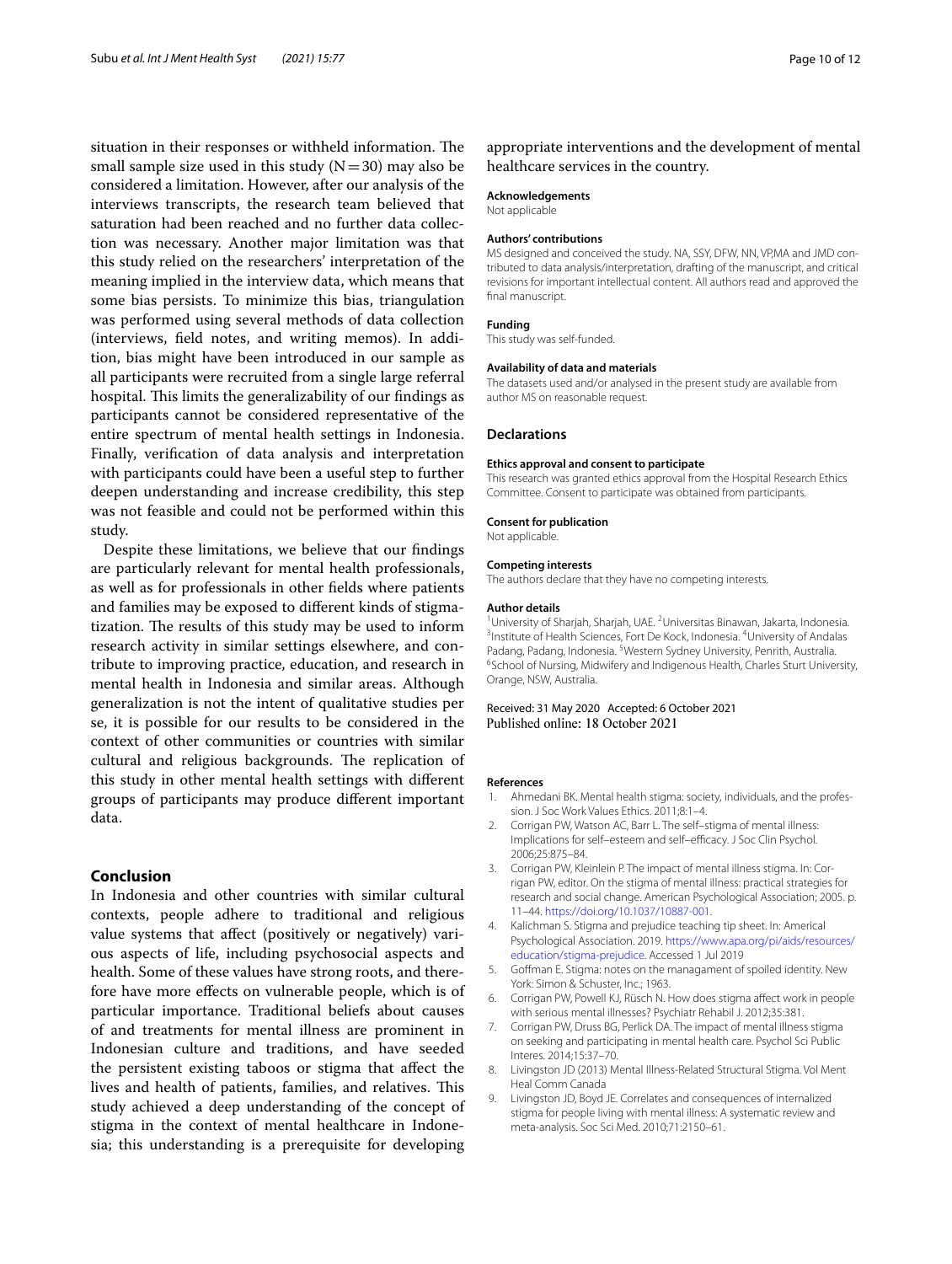situation in their responses or withheld information. The small sample size used in this study (N = 30) may also be considered a limitation. However, after our analysis of the interviews transcripts, the research team believed that saturation had been reached and no further data collection was necessary. Another major limitation was that this study relied on the researchers' interpretation of the meaning implied in the interview data, which means that some bias persists. To minimize this bias, triangulation was performed using several methods of data collection (interviews, field notes, and writing memos). In addition, bias might have been introduced in our sample as all participants were recruited from a single large referral hospital. This limits the generalizability of our findings as participants cannot be considered representative of the entire spectrum of mental health settings in Indonesia. Finally, verification of data analysis and interpretation with participants could have been a useful step to further deepen understanding and increase credibility, this step was not feasible and could not be performed within this study.

Despite these limitations, we believe that our findings are particularly relevant for mental health professionals, as well as for professionals in other fields where patients and families may be exposed to different kinds of stigmatization. The results of this study may be used to inform research activity in similar settings elsewhere, and contribute to improving practice, education, and research in mental health in Indonesia and similar areas. Although generalization is not the intent of qualitative studies per se, it is possible for our results to be considered in the context of other communities or countries with similar cultural and religious backgrounds. The replication of this study in other mental health settings with different groups of participants may produce different important data.

## Conclusion

In Indonesia and other countries with similar cultural contexts, people adhere to traditional and religious value systems that affect (positively or negatively) various aspects of life, including psychosocial aspects and health. Some of these values have strong roots, and therefore have more effects on vulnerable people, which is of particular importance. Traditional beliefs about causes of and treatments for mental illness are prominent in Indonesian culture and traditions, and have seeded the persistent existing taboos or stigma that affect the lives and health of patients, families, and relatives. This study achieved a deep understanding of the concept of stigma in the context of mental healthcare in Indonesia; this understanding is a prerequisite for developing appropriate interventions and the development of mental healthcare services in the country.

#### Acknowledgements

Not applicable

#### Authors' contributions

MS designed and conceived the study. NA, SSY, DFW, NN, VP,MA and JMD contributed to data analysis/interpretation, drafting of the manuscript, and critical revisions for important intellectual content. All authors read and approved the final manuscript.

#### Funding

This study was self-funded.

#### Availability of data and materials

The datasets used and/or analysed in the present study are available from author MS on reasonable request.

### Declarations

#### Ethics approval and consent to participate

This research was granted ethics approval from the Hospital Research Ethics Committee. Consent to participate was obtained from participants.

#### Consent for publication

Not applicable.

#### Competing interests

The authors declare that they have no competing interests.

#### Author details

[1]University of Sharjah, Sharjah, UAE. [2]Universitas Binawan, Jakarta, Indonesia. [3]Institute of Health Sciences, Fort De Kock, Indonesia. [4]University of Andalas Padang, Padang, Indonesia. [5]Western Sydney University, Penrith, Australia. [6]School of Nursing, Midwifery and Indigenous Health, Charles Sturt University, Orange, NSW, Australia.

Received: 31 May 2020 Accepted: 6 October 2021
Published online: 18 October 2021

#### References

1. Ahmedani BK. Mental health stigma: society, individuals, and the profession. J Soc Work Values Ethics. 2011;8:1–4.
2. Corrigan PW, Watson AC, Barr L. The self–stigma of mental illness: Implications for self–esteem and self–efficacy. J Soc Clin Psychol. 2006;25:875–84.
3. Corrigan PW, Kleinlein P. The impact of mental illness stigma. In: Corrigan PW, editor. On the stigma of mental illness: practical strategies for research and social change. American Psychological Association; 2005. p. 11–44. https://doi.org/10.1037/10887-001.
4. Kalichman S. Stigma and prejudice teaching tip sheet. In: Americal Psychological Association. 2019. https://www.apa.org/pi/aids/resources/education/stigma-prejudice. Accessed 1 Jul 2019
5. Goffman E. Stigma: notes on the managament of spoiled identity. New York: Simon & Schuster, Inc.; 1963.
6. Corrigan PW, Powell KJ, Rüsch N. How does stigma affect work in people with serious mental illnesses? Psychiatr Rehabil J. 2012;35:381.
7. Corrigan PW, Druss BG, Perlick DA. The impact of mental illness stigma on seeking and participating in mental health care. Psychol Sci Public Interes. 2014;15:37–70.
8. Livingston JD (2013) Mental Illness-Related Structural Stigma. Vol Ment Heal Comm Canada
9. Livingston JD, Boyd JE. Correlates and consequences of internalized stigma for people living with mental illness: A systematic review and meta-analysis. Soc Sci Med. 2010;71:2150–61.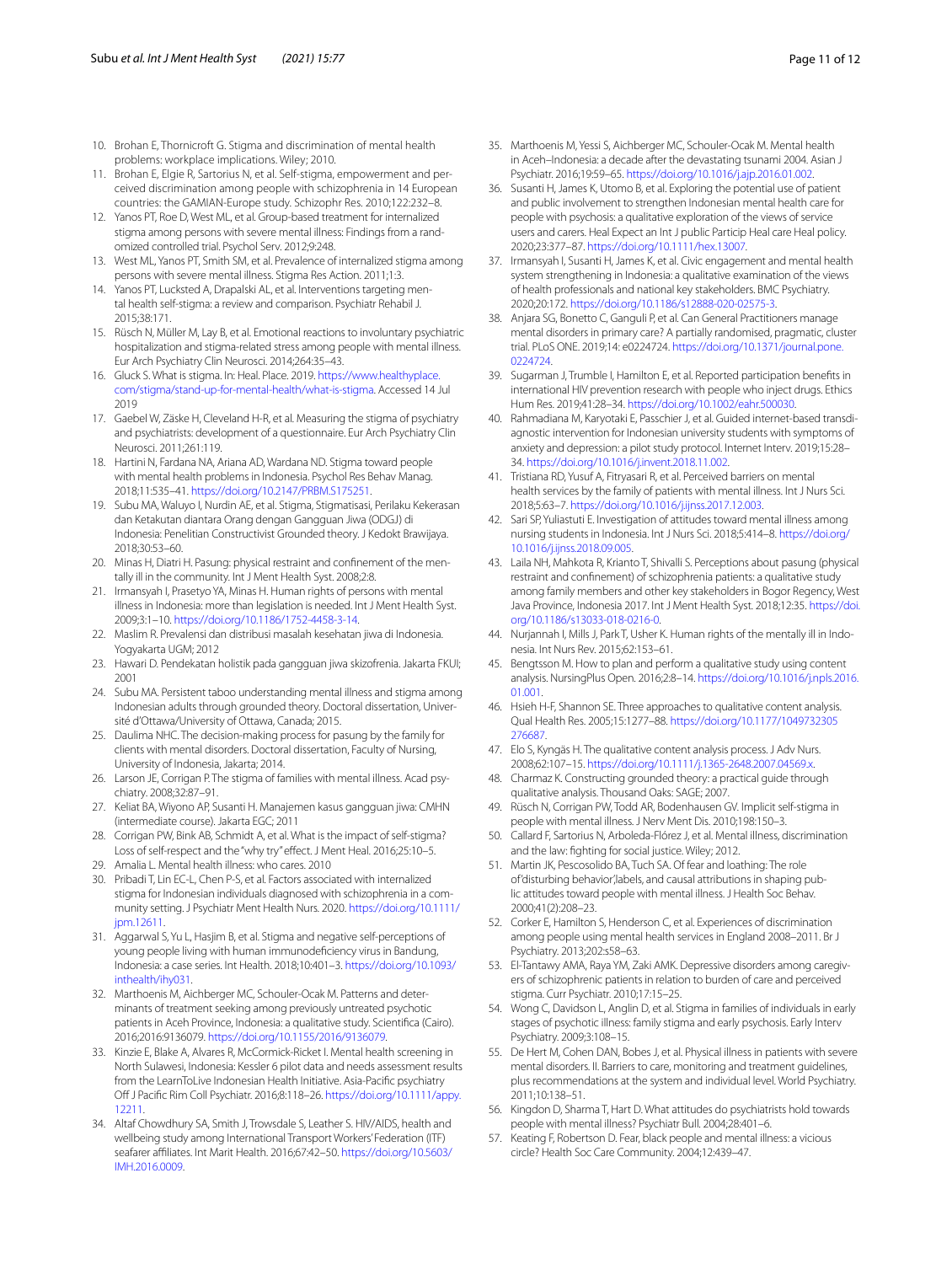10. Brohan E, Thornicroft G. Stigma and discrimination of mental health problems: workplace implications. Wiley; 2010.
11. Brohan E, Elgie R, Sartorius N, et al. Self-stigma, empowerment and perceived discrimination among people with schizophrenia in 14 European countries: the GAMIAN-Europe study. Schizophr Res. 2010;122:232–8.
12. Yanos PT, Roe D, West ML, et al. Group-based treatment for internalized stigma among persons with severe mental illness: Findings from a randomized controlled trial. Psychol Serv. 2012;9:248.
13. West ML, Yanos PT, Smith SM, et al. Prevalence of internalized stigma among persons with severe mental illness. Stigma Res Action. 2011;1:3.
14. Yanos PT, Lucksted A, Drapalski AL, et al. Interventions targeting mental health self-stigma: a review and comparison. Psychiatr Rehabil J. 2015;38:171.
15. Rüsch N, Müller M, Lay B, et al. Emotional reactions to involuntary psychiatric hospitalization and stigma-related stress among people with mental illness. Eur Arch Psychiatry Clin Neurosci. 2014;264:35–43.
16. Gluck S. What is stigma. In: Heal. Place. 2019. https://www.healthyplace.com/stigma/stand-up-for-mental-health/what-is-stigma. Accessed 14 Jul 2019
17. Gaebel W, Zäske H, Cleveland H-R, et al. Measuring the stigma of psychiatry and psychiatrists: development of a questionnaire. Eur Arch Psychiatry Clin Neurosci. 2011;261:119.
18. Hartini N, Fardana NA, Ariana AD, Wardana ND. Stigma toward people with mental health problems in Indonesia. Psychol Res Behav Manag. 2018;11:535–41. https://doi.org/10.2147/PRBM.S175251.
19. Subu MA, Waluyo I, Nurdin AE, et al. Stigma, Stigmatisasi, Perilaku Kekerasan dan Ketakutan diantara Orang dengan Gangguan Jiwa (ODGJ) di Indonesia: Penelitian Constructivist Grounded theory. J Kedokt Brawijaya. 2018;30:53–60.
20. Minas H, Diatri H. Pasung: physical restraint and confinement of the mentally ill in the community. Int J Ment Health Syst. 2008;2:8.
21. Irmansyah I, Prasetyo YA, Minas H. Human rights of persons with mental illness in Indonesia: more than legislation is needed. Int J Ment Health Syst. 2009;3:1–10. https://doi.org/10.1186/1752-4458-3-14.
22. Maslim R. Prevalensi dan distribusi masalah kesehatan jiwa di Indonesia. Yogyakarta UGM; 2012
23. Hawari D. Pendekatan holistik pada gangguan jiwa skizofrenia. Jakarta FKUI; 2001
24. Subu MA. Persistent taboo understanding mental illness and stigma among Indonesian adults through grounded theory. Doctoral dissertation, Université d'Ottawa/University of Ottawa, Canada; 2015.
25. Daulima NHC. The decision-making process for pasung by the family for clients with mental disorders. Doctoral dissertation, Faculty of Nursing, University of Indonesia, Jakarta; 2014.
26. Larson JE, Corrigan P. The stigma of families with mental illness. Acad psychiatry. 2008;32:87–91.
27. Keliat BA, Wiyono AP, Susanti H. Manajemen kasus gangguan jiwa: CMHN (intermediate course). Jakarta EGC; 2011
28. Corrigan PW, Bink AB, Schmidt A, et al. What is the impact of self-stigma? Loss of self-respect and the "why try" effect. J Ment Heal. 2016;25:10–5.
29. Amalia L. Mental health illness: who cares. 2010
30. Pribadi T, Lin EC-L, Chen P-S, et al. Factors associated with internalized stigma for Indonesian individuals diagnosed with schizophrenia in a community setting. J Psychiatr Ment Health Nurs. 2020. https://doi.org/10.1111/jpm.12611.
31. Aggarwal S, Yu L, Hasjim B, et al. Stigma and negative self-perceptions of young people living with human immunodeficiency virus in Bandung, Indonesia: a case series. Int Health. 2018;10:401–3. https://doi.org/10.1093/inthealth/ihy031.
32. Marthoenis M, Aichberger MC, Schouler-Ocak M. Patterns and determinants of treatment seeking among previously untreated psychotic patients in Aceh Province, Indonesia: a qualitative study. Scientifica (Cairo). 2016;2016:9136079. https://doi.org/10.1155/2016/9136079.
33. Kinzie E, Blake A, Alvares R, McCormick-Ricket I. Mental health screening in North Sulawesi, Indonesia: Kessler 6 pilot data and needs assessment results from the LearnToLive Indonesian Health Initiative. Asia-Pacific psychiatry Off J Pacific Rim Coll Psychiatr. 2016;8:118–26. https://doi.org/10.1111/appy.12211.
34. Altaf Chowdhury SA, Smith J, Trowsdale S, Leather S. HIV/AIDS, health and wellbeing study among International Transport Workers' Federation (ITF) seafarer affiliates. Int Marit Health. 2016;67:42–50. https://doi.org/10.5603/IMH.2016.0009.
35. Marthoenis M, Yessi S, Aichberger MC, Schouler-Ocak M. Mental health in Aceh–Indonesia: a decade after the devastating tsunami 2004. Asian J Psychiatr. 2016;19:59–65. https://doi.org/10.1016/j.ajp.2016.01.002.
36. Susanti H, James K, Utomo B, et al. Exploring the potential use of patient and public involvement to strengthen Indonesian mental health care for people with psychosis: a qualitative exploration of the views of service users and carers. Heal Expect an Int J public Particip Heal care Heal policy. 2020;23:377–87. https://doi.org/10.1111/hex.13007.
37. Irmansyah I, Susanti H, James K, et al. Civic engagement and mental health system strengthening in Indonesia: a qualitative examination of the views of health professionals and national key stakeholders. BMC Psychiatry. 2020;20:172. https://doi.org/10.1186/s12888-020-02575-3.
38. Anjara SG, Bonetto C, Ganguli P, et al. Can General Practitioners manage mental disorders in primary care? A partially randomised, pragmatic, cluster trial. PLoS ONE. 2019;14: e0224724. https://doi.org/10.1371/journal.pone.0224724.
39. Sugarman J, Trumble I, Hamilton E, et al. Reported participation benefits in international HIV prevention research with people who inject drugs. Ethics Hum Res. 2019;41:28–34. https://doi.org/10.1002/eahr.500030.
40. Rahmadiana M, Karyotaki E, Passchier J, et al. Guided internet-based transdiagnostic intervention for Indonesian university students with symptoms of anxiety and depression: a pilot study protocol. Internet Interv. 2019;15:28–34. https://doi.org/10.1016/j.invent.2018.11.002.
41. Tristiana RD, Yusuf A, Fitryasari R, et al. Perceived barriers on mental health services by the family of patients with mental illness. Int J Nurs Sci. 2018;5:63–7. https://doi.org/10.1016/j.ijnss.2017.12.003.
42. Sari SP, Yuliastuti E. Investigation of attitudes toward mental illness among nursing students in Indonesia. Int J Nurs Sci. 2018;5:414–8. https://doi.org/10.1016/j.ijnss.2018.09.005.
43. Laila NH, Mahkota R, Krianto T, Shivalli S. Perceptions about pasung (physical restraint and confinement) of schizophrenia patients: a qualitative study among family members and other key stakeholders in Bogor Regency, West Java Province, Indonesia 2017. Int J Ment Health Syst. 2018;12:35. https://doi.org/10.1186/s13033-018-0216-0.
44. Nurjannah I, Mills J, Park T, Usher K. Human rights of the mentally ill in Indonesia. Int Nurs Rev. 2015;62:153–61.
45. Bengtsson M. How to plan and perform a qualitative study using content analysis. NursingPlus Open. 2016;2:8–14. https://doi.org/10.1016/j.npls.2016.01.001.
46. Hsieh H-F, Shannon SE. Three approaches to qualitative content analysis. Qual Health Res. 2005;15:1277–88. https://doi.org/10.1177/1049732305276687.
47. Elo S, Kyngäs H. The qualitative content analysis process. J Adv Nurs. 2008;62:107–15. https://doi.org/10.1111/j.1365-2648.2007.04569.x.
48. Charmaz K. Constructing grounded theory: a practical guide through qualitative analysis. Thousand Oaks: SAGE; 2007.
49. Rüsch N, Corrigan PW, Todd AR, Bodenhausen GV. Implicit self-stigma in people with mental illness. J Nerv Ment Dis. 2010;198:150–3.
50. Callard F, Sartorius N, Arboleda-Flórez J, et al. Mental illness, discrimination and the law: fighting for social justice. Wiley; 2012.
51. Martin JK, Pescosolido BA, Tuch SA. Of fear and loathing: The role of'disturbing behavior,'labels, and causal attributions in shaping public attitudes toward people with mental illness. J Health Soc Behav. 2000;41(2):208–23.
52. Corker E, Hamilton S, Henderson C, et al. Experiences of discrimination among people using mental health services in England 2008–2011. Br J Psychiatry. 2013;202:s58–63.
53. El-Tantawy AMA, Raya YM, Zaki AMK. Depressive disorders among caregivers of schizophrenic patients in relation to burden of care and perceived stigma. Curr Psychiatr. 2010;17:15–25.
54. Wong C, Davidson L, Anglin D, et al. Stigma in families of individuals in early stages of psychotic illness: family stigma and early psychosis. Early Interv Psychiatry. 2009;3:108–15.
55. De Hert M, Cohen DAN, Bobes J, et al. Physical illness in patients with severe mental disorders. II. Barriers to care, monitoring and treatment guidelines, plus recommendations at the system and individual level. World Psychiatry. 2011;10:138–51.
56. Kingdon D, Sharma T, Hart D. What attitudes do psychiatrists hold towards people with mental illness? Psychiatr Bull. 2004;28:401–6.
57. Keating F, Robertson D. Fear, black people and mental illness: a vicious circle? Health Soc Care Community. 2004;12:439–47.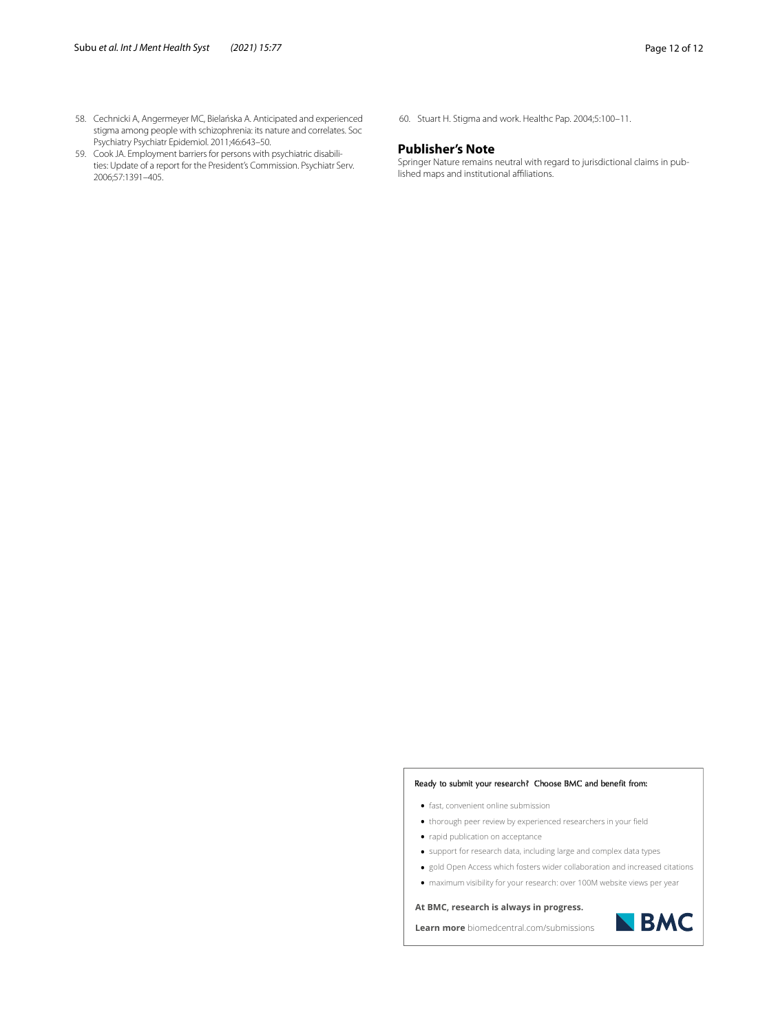58. Cechnicki A, Angermeyer MC, Bielańska A. Anticipated and experienced stigma among people with schizophrenia: its nature and correlates. Soc Psychiatry Psychiatr Epidemiol. 2011;46:643–50.
59. Cook JA. Employment barriers for persons with psychiatric disabilities: Update of a report for the President's Commission. Psychiatr Serv. 2006;57:1391–405.
60. Stuart H. Stigma and work. Healthc Pap. 2004;5:100–11.

## Publisher's Note

Springer Nature remains neutral with regard to jurisdictional claims in published maps and institutional affiliations.

Ready to submit your research? Choose BMC and benefit from:

- fast, convenient online submission
- thorough peer review by experienced researchers in your field
- rapid publication on acceptance
- support for research data, including large and complex data types
- gold Open Access which fosters wider collaboration and increased citations
- maximum visibility for your research: over 100M website views per year

**At BMC, research is always in progress.**

**Learn more** biomedcentral.com/submissions

BMC